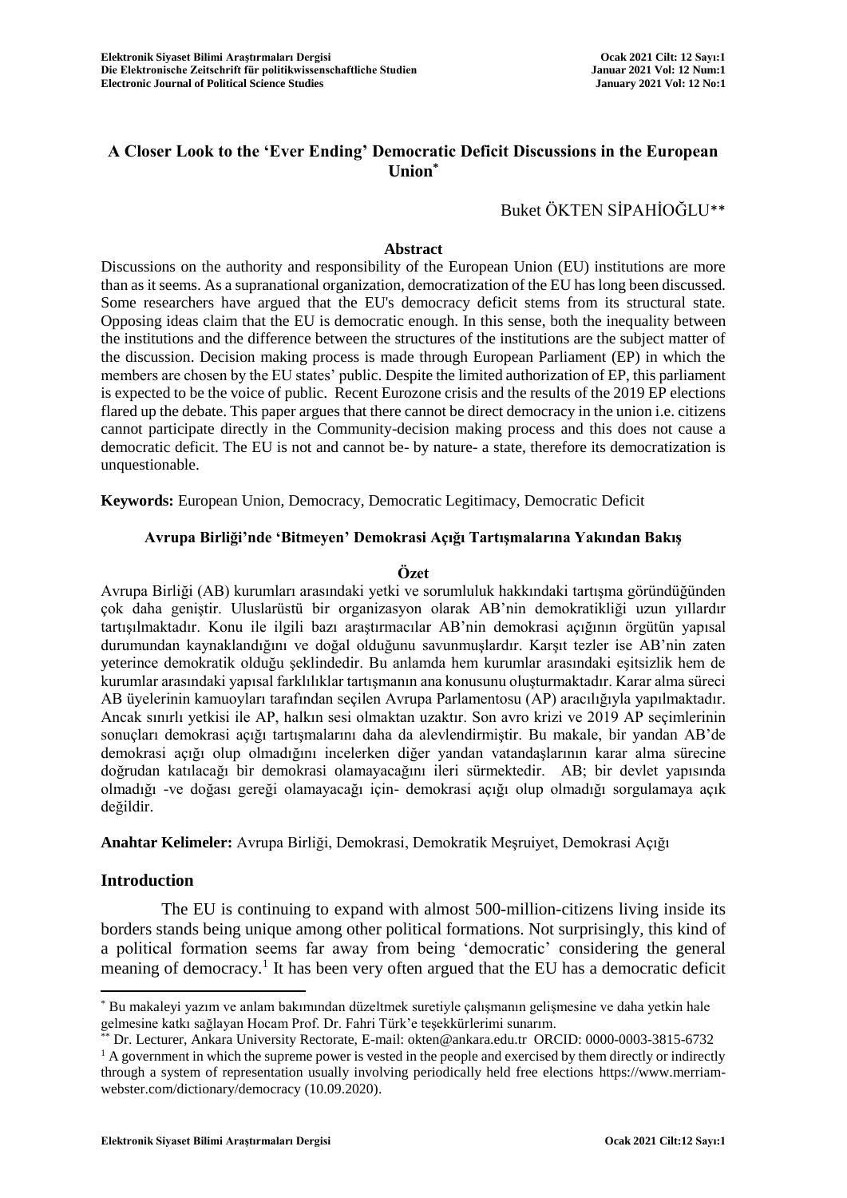# A Closer Look to the 'Ever Ending' Democratic Deficit Discussions in the European Union[*]

Buket ÖKTEN SİPAHİOĞLU[**]

### Abstract

Discussions on the authority and responsibility of the European Union (EU) institutions are more than as it seems. As a supranational organization, democratization of the EU has long been discussed. Some researchers have argued that the EU's democracy deficit stems from its structural state. Opposing ideas claim that the EU is democratic enough. In this sense, both the inequality between the institutions and the difference between the structures of the institutions are the subject matter of the discussion. Decision making process is made through European Parliament (EP) in which the members are chosen by the EU states' public. Despite the limited authorization of EP, this parliament is expected to be the voice of public. Recent Eurozone crisis and the results of the 2019 EP elections flared up the debate. This paper argues that there cannot be direct democracy in the union i.e. citizens cannot participate directly in the Community-decision making process and this does not cause a democratic deficit. The EU is not and cannot be- by nature- a state, therefore its democratization is unquestionable.

**Keywords:** European Union, Democracy, Democratic Legitimacy, Democratic Deficit

## Avrupa Birliği'nde 'Bitmeyen' Demokrasi Açığı Tartışmalarına Yakından Bakış

### Özet

Avrupa Birliği (AB) kurumları arasındaki yetki ve sorumluluk hakkındaki tartışma göründüğünden çok daha geniştir. Uluslarüstü bir organizasyon olarak AB'nin demokratikliği uzun yıllardır tartışılmaktadır. Konu ile ilgili bazı araştırmacılar AB'nin demokrasi açığının örgütün yapısal durumundan kaynaklandığını ve doğal olduğunu savunmuşlardır. Karşıt tezler ise AB'nin zaten yeterince demokratik olduğu şeklindedir. Bu anlamda hem kurumlar arasındaki eşitsizlik hem de kurumlar arasındaki yapısal farklılıklar tartışmanın ana konusunu oluşturmaktadır. Karar alma süreci AB üyelerinin kamuoyları tarafından seçilen Avrupa Parlamentosu (AP) aracılığıyla yapılmaktadır. Ancak sınırlı yetkisi ile AP, halkın sesi olmaktan uzaktır. Son avro krizi ve 2019 AP seçimlerinin sonuçları demokrasi açığı tartışmalarını daha da alevlendirmiştir. Bu makale, bir yandan AB'de demokrasi açığı olup olmadığını incelerken diğer yandan vatandaşlarının karar alma sürecine doğrudan katılacağı bir demokrasi olamayacağını ileri sürmektedir. AB; bir devlet yapısında olmadığı -ve doğası gereği olamayacağı için- demokrasi açığı olup olmadığı sorgulamaya açık değildir.

**Anahtar Kelimeler:** Avrupa Birliği, Demokrasi, Demokratik Meşruiyet, Demokrasi Açığı

## Introduction

The EU is continuing to expand with almost 500-million-citizens living inside its borders stands being unique among other political formations. Not surprisingly, this kind of a political formation seems far away from being 'democratic' considering the general meaning of democracy.[1] It has been very often argued that the EU has a democratic deficit

---

[*] Bu makaleyi yazım ve anlam bakımından düzeltmek suretiyle çalışmanın gelişmesine ve daha yetkin hale gelmesine katkı sağlayan Hocam Prof. Dr. Fahri Türk'e teşekkürlerimi sunarım.

[**] Dr. Lecturer, Ankara University Rectorate, E-mail: okten@ankara.edu.tr ORCID: 0000-0003-3815-6732

[1] A government in which the supreme power is vested in the people and exercised by them directly or indirectly through a system of representation usually involving periodically held free elections https://www.merriam-webster.com/dictionary/democracy (10.09.2020).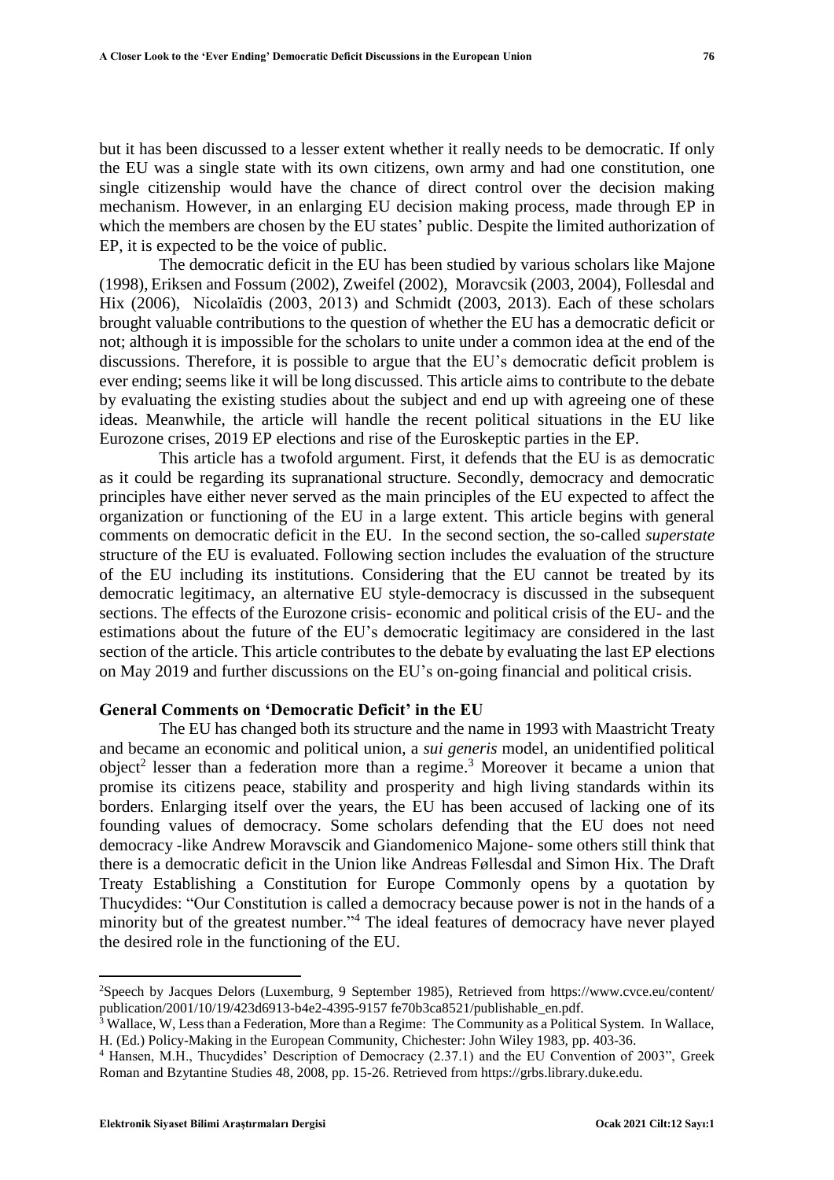but it has been discussed to a lesser extent whether it really needs to be democratic. If only the EU was a single state with its own citizens, own army and had one constitution, one single citizenship would have the chance of direct control over the decision making mechanism. However, in an enlarging EU decision making process, made through EP in which the members are chosen by the EU states' public. Despite the limited authorization of EP, it is expected to be the voice of public.

The democratic deficit in the EU has been studied by various scholars like Majone (1998), Eriksen and Fossum (2002), Zweifel (2002), Moravcsik (2003, 2004), Follesdal and Hix (2006), Nicolaïdis (2003, 2013) and Schmidt (2003, 2013). Each of these scholars brought valuable contributions to the question of whether the EU has a democratic deficit or not; although it is impossible for the scholars to unite under a common idea at the end of the discussions. Therefore, it is possible to argue that the EU's democratic deficit problem is ever ending; seems like it will be long discussed. This article aims to contribute to the debate by evaluating the existing studies about the subject and end up with agreeing one of these ideas. Meanwhile, the article will handle the recent political situations in the EU like Eurozone crises, 2019 EP elections and rise of the Euroskeptic parties in the EP.

This article has a twofold argument. First, it defends that the EU is as democratic as it could be regarding its supranational structure. Secondly, democracy and democratic principles have either never served as the main principles of the EU expected to affect the organization or functioning of the EU in a large extent. This article begins with general comments on democratic deficit in the EU. In the second section, the so-called *superstate* structure of the EU is evaluated. Following section includes the evaluation of the structure of the EU including its institutions. Considering that the EU cannot be treated by its democratic legitimacy, an alternative EU style-democracy is discussed in the subsequent sections. The effects of the Eurozone crisis- economic and political crisis of the EU- and the estimations about the future of the EU's democratic legitimacy are considered in the last section of the article. This article contributes to the debate by evaluating the last EP elections on May 2019 and further discussions on the EU's on-going financial and political crisis.

## General Comments on 'Democratic Deficit' in the EU

The EU has changed both its structure and the name in 1993 with Maastricht Treaty and became an economic and political union, a *sui generis* model, an unidentified political object[2] lesser than a federation more than a regime.[3] Moreover it became a union that promise its citizens peace, stability and prosperity and high living standards within its borders. Enlarging itself over the years, the EU has been accused of lacking one of its founding values of democracy. Some scholars defending that the EU does not need democracy -like Andrew Moravscik and Giandomenico Majone- some others still think that there is a democratic deficit in the Union like Andreas Føllesdal and Simon Hix. The Draft Treaty Establishing a Constitution for Europe Commonly opens by a quotation by Thucydides: "Our Constitution is called a democracy because power is not in the hands of a minority but of the greatest number."[4] The ideal features of democracy have never played the desired role in the functioning of the EU.

---

[2] Speech by Jacques Delors (Luxemburg, 9 September 1985), Retrieved from https://www.cvce.eu/content/publication/2001/10/19/423d6913-b4e2-4395-9157 fe70b3ca8521/publishable_en.pdf.

[3] Wallace, W, Less than a Federation, More than a Regime: The Community as a Political System. In Wallace, H. (Ed.) Policy-Making in the European Community, Chichester: John Wiley 1983, pp. 403-36.

[4] Hansen, M.H., Thucydides' Description of Democracy (2.37.1) and the EU Convention of 2003", Greek Roman and Bzytantine Studies 48, 2008, pp. 15-26. Retrieved from https://grbs.library.duke.edu.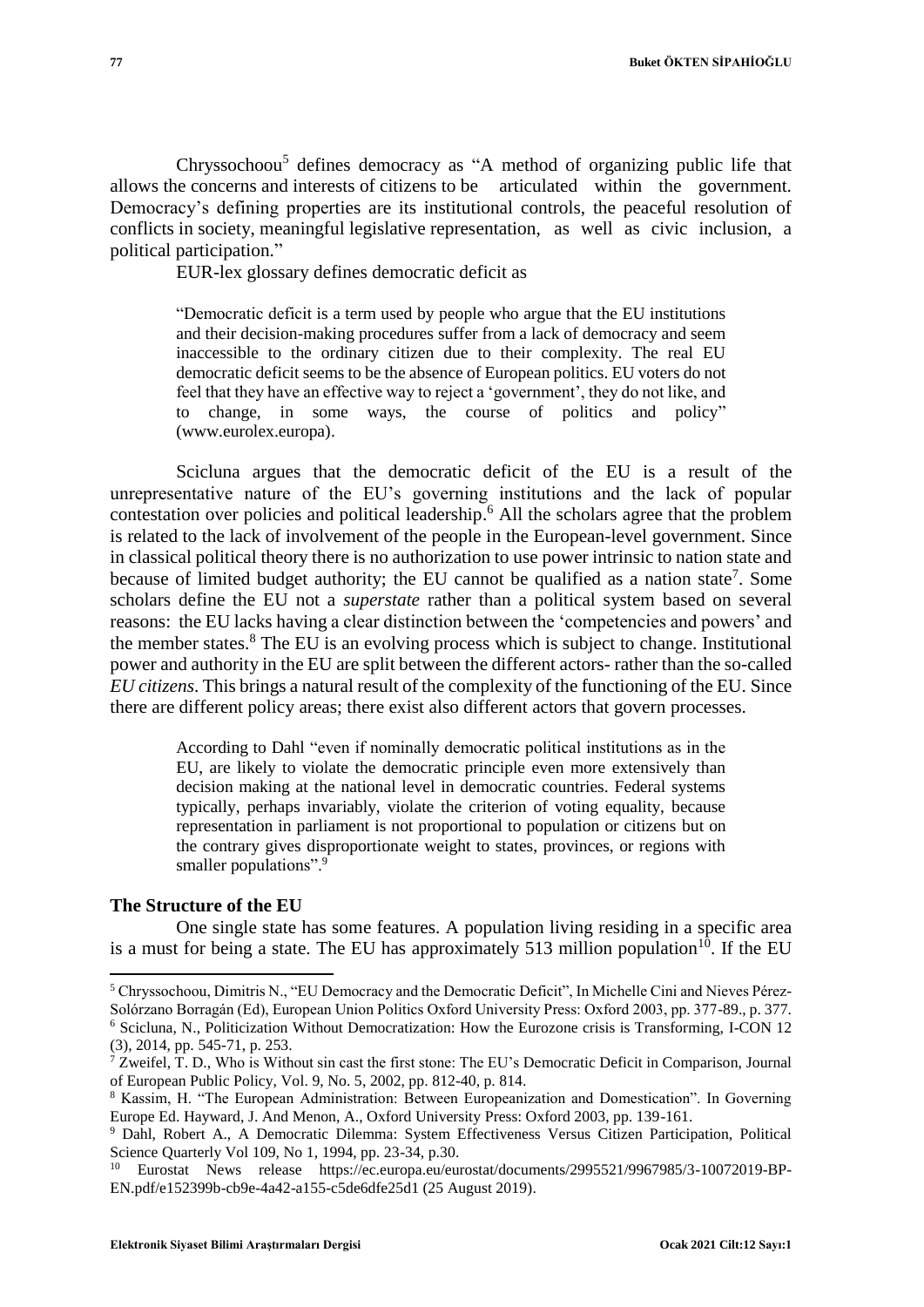Chryssochoou[5] defines democracy as "A method of organizing public life that allows the concerns and interests of citizens to be articulated within the government. Democracy's defining properties are its institutional controls, the peaceful resolution of conflicts in society, meaningful legislative representation, as well as civic inclusion, a political participation."

EUR-lex glossary defines democratic deficit as

> "Democratic deficit is a term used by people who argue that the EU institutions and their decision-making procedures suffer from a lack of democracy and seem inaccessible to the ordinary citizen due to their complexity. The real EU democratic deficit seems to be the absence of European politics. EU voters do not feel that they have an effective way to reject a 'government', they do not like, and to change, in some ways, the course of politics and policy" (www.eurolex.europa).

Scicluna argues that the democratic deficit of the EU is a result of the unrepresentative nature of the EU's governing institutions and the lack of popular contestation over policies and political leadership.[6] All the scholars agree that the problem is related to the lack of involvement of the people in the European-level government. Since in classical political theory there is no authorization to use power intrinsic to nation state and because of limited budget authority; the EU cannot be qualified as a nation state[7]. Some scholars define the EU not a *superstate* rather than a political system based on several reasons: the EU lacks having a clear distinction between the 'competencies and powers' and the member states.[8] The EU is an evolving process which is subject to change. Institutional power and authority in the EU are split between the different actors- rather than the so-called *EU citizens*. This brings a natural result of the complexity of the functioning of the EU. Since there are different policy areas; there exist also different actors that govern processes.

> According to Dahl "even if nominally democratic political institutions as in the EU, are likely to violate the democratic principle even more extensively than decision making at the national level in democratic countries. Federal systems typically, perhaps invariably, violate the criterion of voting equality, because representation in parliament is not proportional to population or citizens but on the contrary gives disproportionate weight to states, provinces, or regions with smaller populations".[9]

### The Structure of the EU

One single state has some features. A population living residing in a specific area is a must for being a state. The EU has approximately 513 million population[10]. If the EU

---

[5] Chryssochoou, Dimitris N., "EU Democracy and the Democratic Deficit", In Michelle Cini and Nieves Pérez-Solórzano Borragán (Ed), European Union Politics Oxford University Press: Oxford 2003, pp. 377-89., p. 377.

[6] Scicluna, N., Politicization Without Democratization: How the Eurozone crisis is Transforming, I-CON 12 (3), 2014, pp. 545-71, p. 253.

[7] Zweifel, T. D., Who is Without sin cast the first stone: The EU's Democratic Deficit in Comparison, Journal of European Public Policy, Vol. 9, No. 5, 2002, pp. 812-40, p. 814.

[8] Kassim, H. "The European Administration: Between Europeanization and Domestication". In Governing Europe Ed. Hayward, J. And Menon, A., Oxford University Press: Oxford 2003, pp. 139-161.

[9] Dahl, Robert A., A Democratic Dilemma: System Effectiveness Versus Citizen Participation, Political Science Quarterly Vol 109, No 1, 1994, pp. 23-34, p.30.

[10] Eurostat News release https://ec.europa.eu/eurostat/documents/2995521/9967985/3-10072019-BP-EN.pdf/e152399b-cb9e-4a42-a155-c5de6dfe25d1 (25 August 2019).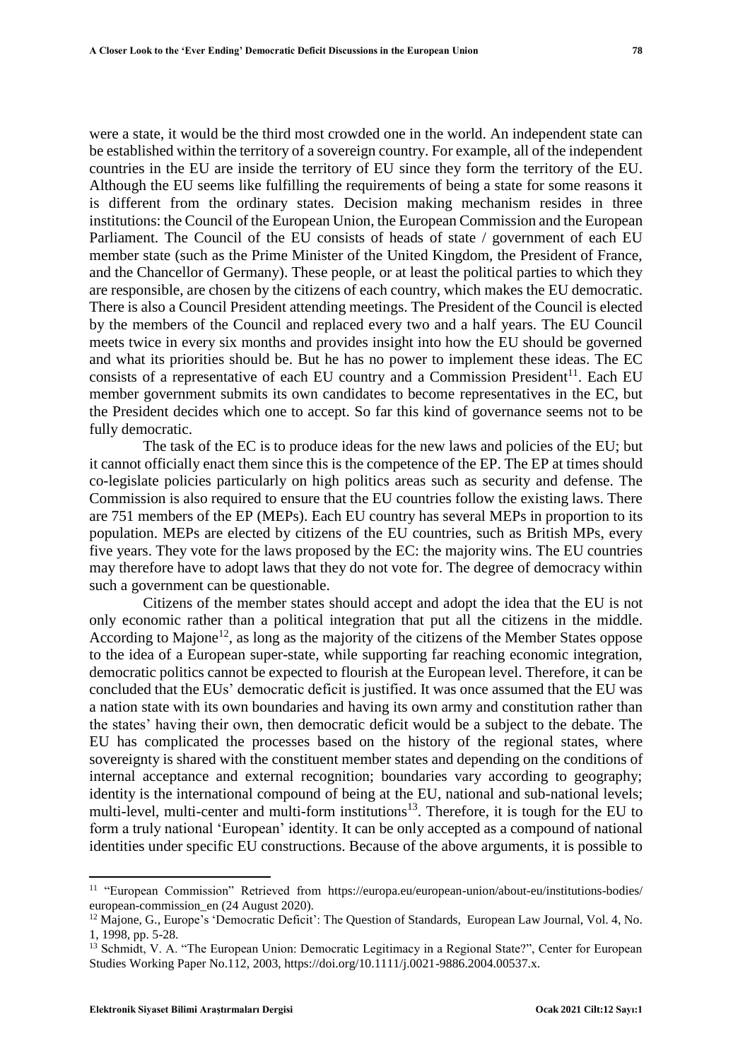were a state, it would be the third most crowded one in the world. An independent state can be established within the territory of a sovereign country. For example, all of the independent countries in the EU are inside the territory of EU since they form the territory of the EU. Although the EU seems like fulfilling the requirements of being a state for some reasons it is different from the ordinary states. Decision making mechanism resides in three institutions: the Council of the European Union, the European Commission and the European Parliament. The Council of the EU consists of heads of state / government of each EU member state (such as the Prime Minister of the United Kingdom, the President of France, and the Chancellor of Germany). These people, or at least the political parties to which they are responsible, are chosen by the citizens of each country, which makes the EU democratic. There is also a Council President attending meetings. The President of the Council is elected by the members of the Council and replaced every two and a half years. The EU Council meets twice in every six months and provides insight into how the EU should be governed and what its priorities should be. But he has no power to implement these ideas. The EC consists of a representative of each EU country and a Commission President[11]. Each EU member government submits its own candidates to become representatives in the EC, but the President decides which one to accept. So far this kind of governance seems not to be fully democratic.

The task of the EC is to produce ideas for the new laws and policies of the EU; but it cannot officially enact them since this is the competence of the EP. The EP at times should co-legislate policies particularly on high politics areas such as security and defense. The Commission is also required to ensure that the EU countries follow the existing laws. There are 751 members of the EP (MEPs). Each EU country has several MEPs in proportion to its population. MEPs are elected by citizens of the EU countries, such as British MPs, every five years. They vote for the laws proposed by the EC: the majority wins. The EU countries may therefore have to adopt laws that they do not vote for. The degree of democracy within such a government can be questionable.

Citizens of the member states should accept and adopt the idea that the EU is not only economic rather than a political integration that put all the citizens in the middle. According to Majone[12], as long as the majority of the citizens of the Member States oppose to the idea of a European super-state, while supporting far reaching economic integration, democratic politics cannot be expected to flourish at the European level. Therefore, it can be concluded that the EUs' democratic deficit is justified. It was once assumed that the EU was a nation state with its own boundaries and having its own army and constitution rather than the states' having their own, then democratic deficit would be a subject to the debate. The EU has complicated the processes based on the history of the regional states, where sovereignty is shared with the constituent member states and depending on the conditions of internal acceptance and external recognition; boundaries vary according to geography; identity is the international compound of being at the EU, national and sub-national levels; multi-level, multi-center and multi-form institutions[13]. Therefore, it is tough for the EU to form a truly national 'European' identity. It can be only accepted as a compound of national identities under specific EU constructions. Because of the above arguments, it is possible to

---

[11] "European Commission" Retrieved from https://europa.eu/european-union/about-eu/institutions-bodies/european-commission_en (24 August 2020).

[12] Majone, G., Europe's 'Democratic Deficit': The Question of Standards, European Law Journal, Vol. 4, No. 1, 1998, pp. 5-28.

[13] Schmidt, V. A. "The European Union: Democratic Legitimacy in a Regional State?", Center for European Studies Working Paper No.112, 2003, https://doi.org/10.1111/j.0021-9886.2004.00537.x.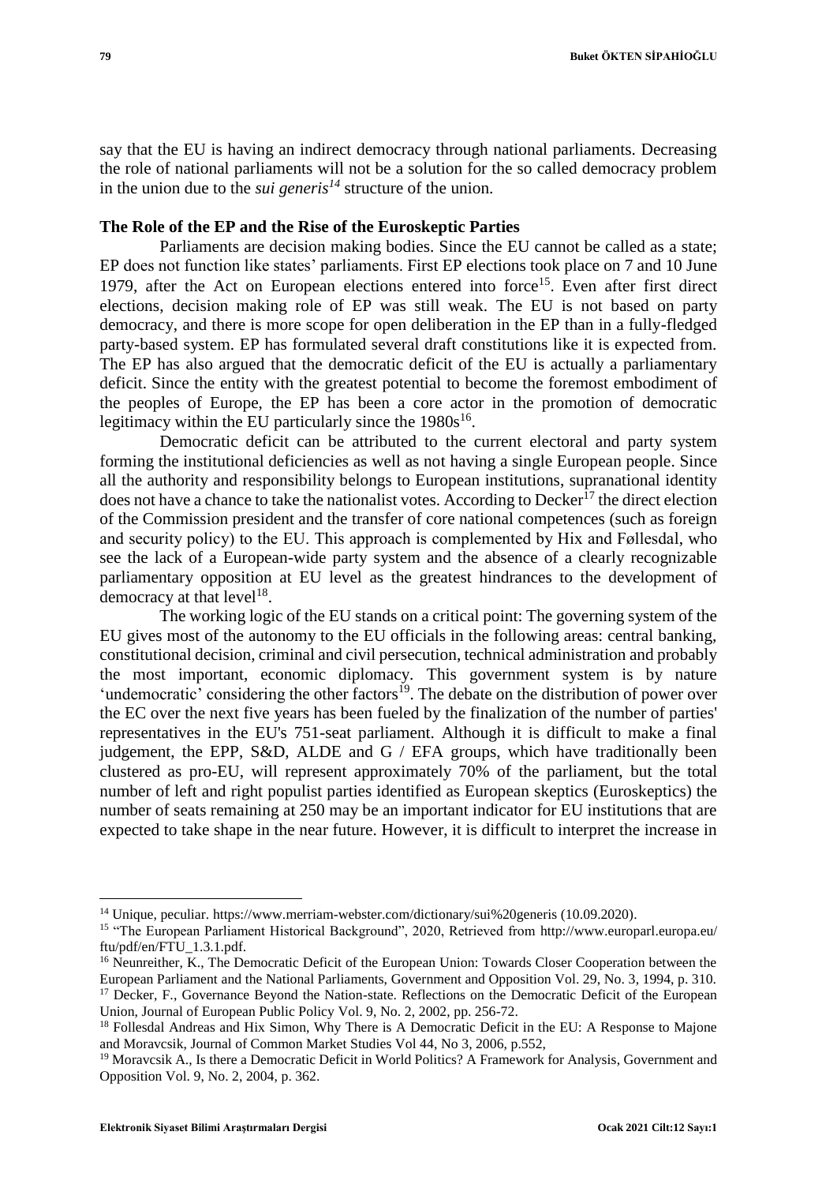say that the EU is having an indirect democracy through national parliaments. Decreasing the role of national parliaments will not be a solution for the so called democracy problem in the union due to the *sui generis*[14] structure of the union.

**The Role of the EP and the Rise of the Euroskeptic Parties**

Parliaments are decision making bodies. Since the EU cannot be called as a state; EP does not function like states' parliaments. First EP elections took place on 7 and 10 June 1979, after the Act on European elections entered into force[15]. Even after first direct elections, decision making role of EP was still weak. The EU is not based on party democracy, and there is more scope for open deliberation in the EP than in a fully-fledged party-based system. EP has formulated several draft constitutions like it is expected from. The EP has also argued that the democratic deficit of the EU is actually a parliamentary deficit. Since the entity with the greatest potential to become the foremost embodiment of the peoples of Europe, the EP has been a core actor in the promotion of democratic legitimacy within the EU particularly since the 1980s[16].

Democratic deficit can be attributed to the current electoral and party system forming the institutional deficiencies as well as not having a single European people. Since all the authority and responsibility belongs to European institutions, supranational identity does not have a chance to take the nationalist votes. According to Decker[17] the direct election of the Commission president and the transfer of core national competences (such as foreign and security policy) to the EU. This approach is complemented by Hix and Føllesdal, who see the lack of a European-wide party system and the absence of a clearly recognizable parliamentary opposition at EU level as the greatest hindrances to the development of democracy at that level[18].

The working logic of the EU stands on a critical point: The governing system of the EU gives most of the autonomy to the EU officials in the following areas: central banking, constitutional decision, criminal and civil persecution, technical administration and probably the most important, economic diplomacy. This government system is by nature 'undemocratic' considering the other factors[19]. The debate on the distribution of power over the EC over the next five years has been fueled by the finalization of the number of parties' representatives in the EU's 751-seat parliament. Although it is difficult to make a final judgement, the EPP, S&D, ALDE and G / EFA groups, which have traditionally been clustered as pro-EU, will represent approximately 70% of the parliament, but the total number of left and right populist parties identified as European skeptics (Euroskeptics) the number of seats remaining at 250 may be an important indicator for EU institutions that are expected to take shape in the near future. However, it is difficult to interpret the increase in

---

[14] Unique, peculiar. https://www.merriam-webster.com/dictionary/sui%20generis (10.09.2020).

[15] "The European Parliament Historical Background", 2020, Retrieved from http://www.europarl.europa.eu/ftu/pdf/en/FTU_1.3.1.pdf.

[16] Neunreither, K., The Democratic Deficit of the European Union: Towards Closer Cooperation between the European Parliament and the National Parliaments, Government and Opposition Vol. 29, No. 3, 1994, p. 310.

[17] Decker, F., Governance Beyond the Nation-state. Reflections on the Democratic Deficit of the European Union, Journal of European Public Policy Vol. 9, No. 2, 2002, pp. 256-72.

[18] Follesdal Andreas and Hix Simon, Why There is A Democratic Deficit in the EU: A Response to Majone and Moravcsik, Journal of Common Market Studies Vol 44, No 3, 2006, p.552,

[19] Moravcsik A., Is there a Democratic Deficit in World Politics? A Framework for Analysis, Government and Opposition Vol. 9, No. 2, 2004, p. 362.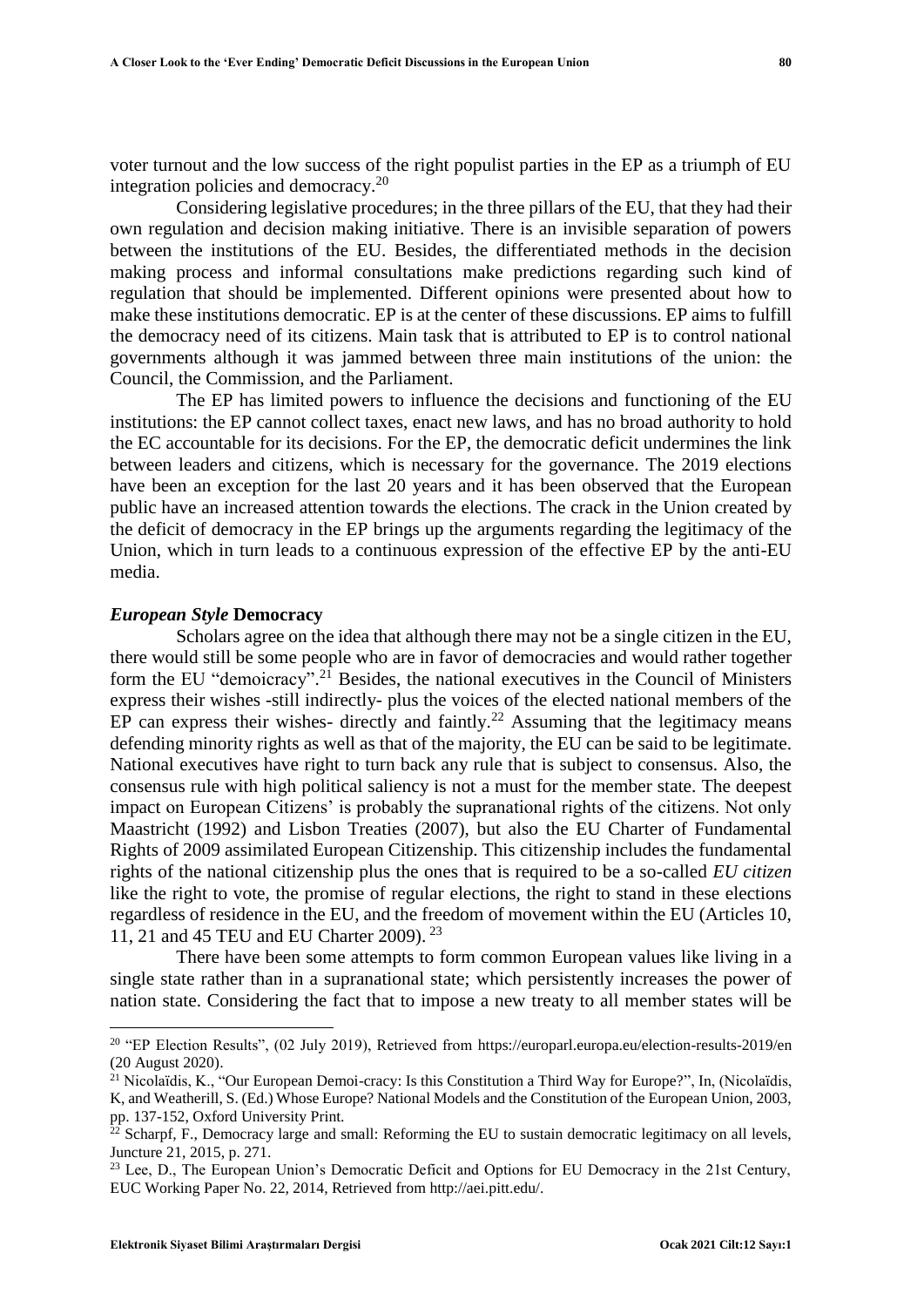voter turnout and the low success of the right populist parties in the EP as a triumph of EU integration policies and democracy.[20]

Considering legislative procedures; in the three pillars of the EU, that they had their own regulation and decision making initiative. There is an invisible separation of powers between the institutions of the EU. Besides, the differentiated methods in the decision making process and informal consultations make predictions regarding such kind of regulation that should be implemented. Different opinions were presented about how to make these institutions democratic. EP is at the center of these discussions. EP aims to fulfill the democracy need of its citizens. Main task that is attributed to EP is to control national governments although it was jammed between three main institutions of the union: the Council, the Commission, and the Parliament.

The EP has limited powers to influence the decisions and functioning of the EU institutions: the EP cannot collect taxes, enact new laws, and has no broad authority to hold the EC accountable for its decisions. For the EP, the democratic deficit undermines the link between leaders and citizens, which is necessary for the governance. The 2019 elections have been an exception for the last 20 years and it has been observed that the European public have an increased attention towards the elections. The crack in the Union created by the deficit of democracy in the EP brings up the arguments regarding the legitimacy of the Union, which in turn leads to a continuous expression of the effective EP by the anti-EU media.

### *European Style* Democracy

Scholars agree on the idea that although there may not be a single citizen in the EU, there would still be some people who are in favor of democracies and would rather together form the EU "demoicracy".[21] Besides, the national executives in the Council of Ministers express their wishes -still indirectly- plus the voices of the elected national members of the EP can express their wishes- directly and faintly.[22] Assuming that the legitimacy means defending minority rights as well as that of the majority, the EU can be said to be legitimate. National executives have right to turn back any rule that is subject to consensus. Also, the consensus rule with high political saliency is not a must for the member state. The deepest impact on European Citizens' is probably the supranational rights of the citizens. Not only Maastricht (1992) and Lisbon Treaties (2007), but also the EU Charter of Fundamental Rights of 2009 assimilated European Citizenship. This citizenship includes the fundamental rights of the national citizenship plus the ones that is required to be a so-called *EU citizen* like the right to vote, the promise of regular elections, the right to stand in these elections regardless of residence in the EU, and the freedom of movement within the EU (Articles 10, 11, 21 and 45 TEU and EU Charter 2009). [23]

There have been some attempts to form common European values like living in a single state rather than in a supranational state; which persistently increases the power of nation state. Considering the fact that to impose a new treaty to all member states will be

---

[20] "EP Election Results", (02 July 2019), Retrieved from https://europarl.europa.eu/election-results-2019/en (20 August 2020).

[21] Nicolaïdis, K., "Our European Demoi-cracy: Is this Constitution a Third Way for Europe?", In, (Nicolaïdis, K, and Weatherill, S. (Ed.) Whose Europe? National Models and the Constitution of the European Union, 2003, pp. 137-152, Oxford University Print.

[22] Scharpf, F., Democracy large and small: Reforming the EU to sustain democratic legitimacy on all levels, Juncture 21, 2015, p. 271.

[23] Lee, D., The European Union's Democratic Deficit and Options for EU Democracy in the 21st Century, EUC Working Paper No. 22, 2014, Retrieved from http://aei.pitt.edu/.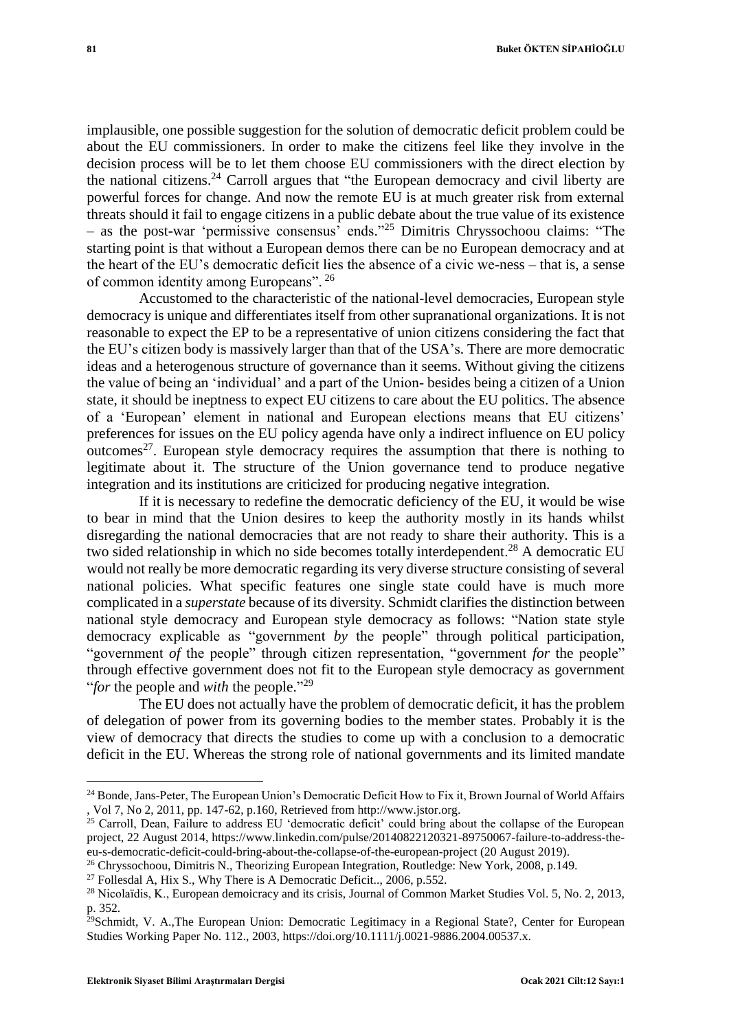implausible, one possible suggestion for the solution of democratic deficit problem could be about the EU commissioners. In order to make the citizens feel like they involve in the decision process will be to let them choose EU commissioners with the direct election by the national citizens.[24] Carroll argues that "the European democracy and civil liberty are powerful forces for change. And now the remote EU is at much greater risk from external threats should it fail to engage citizens in a public debate about the true value of its existence – as the post-war 'permissive consensus' ends."[25] Dimitris Chryssochoou claims: "The starting point is that without a European demos there can be no European democracy and at the heart of the EU's democratic deficit lies the absence of a civic we-ness – that is, a sense of common identity among Europeans". [26]

Accustomed to the characteristic of the national-level democracies, European style democracy is unique and differentiates itself from other supranational organizations. It is not reasonable to expect the EP to be a representative of union citizens considering the fact that the EU's citizen body is massively larger than that of the USA's. There are more democratic ideas and a heterogenous structure of governance than it seems. Without giving the citizens the value of being an 'individual' and a part of the Union- besides being a citizen of a Union state, it should be ineptness to expect EU citizens to care about the EU politics. The absence of a 'European' element in national and European elections means that EU citizens' preferences for issues on the EU policy agenda have only a indirect influence on EU policy outcomes[27]. European style democracy requires the assumption that there is nothing to legitimate about it. The structure of the Union governance tend to produce negative integration and its institutions are criticized for producing negative integration.

If it is necessary to redefine the democratic deficiency of the EU, it would be wise to bear in mind that the Union desires to keep the authority mostly in its hands whilst disregarding the national democracies that are not ready to share their authority. This is a two sided relationship in which no side becomes totally interdependent.[28] A democratic EU would not really be more democratic regarding its very diverse structure consisting of several national policies. What specific features one single state could have is much more complicated in a *superstate* because of its diversity. Schmidt clarifies the distinction between national style democracy and European style democracy as follows: "Nation state style democracy explicable as "government *by* the people" through political participation, "government *of* the people" through citizen representation, "government *for* the people" through effective government does not fit to the European style democracy as government "*for* the people and *with* the people."[29]

The EU does not actually have the problem of democratic deficit, it has the problem of delegation of power from its governing bodies to the member states. Probably it is the view of democracy that directs the studies to come up with a conclusion to a democratic deficit in the EU. Whereas the strong role of national governments and its limited mandate

---

[24] Bonde, Jans-Peter, The European Union's Democratic Deficit How to Fix it, Brown Journal of World Affairs , Vol 7, No 2, 2011, pp. 147-62, p.160, Retrieved from http://www.jstor.org.

[25] Carroll, Dean, Failure to address EU 'democratic deficit' could bring about the collapse of the European project, 22 August 2014, https://www.linkedin.com/pulse/20140822120321-89750067-failure-to-address-the-eu-s-democratic-deficit-could-bring-about-the-collapse-of-the-european-project (20 August 2019).

[26] Chryssochoou, Dimitris N., Theorizing European Integration, Routledge: New York, 2008, p.149.

[27] Follesdal A, Hix S., Why There is A Democratic Deficit.., 2006, p.552.

[28] Nicolaïdis, K., European demoicracy and its crisis, Journal of Common Market Studies Vol. 5, No. 2, 2013, p. 352.

[29] Schmidt, V. A.,The European Union: Democratic Legitimacy in a Regional State?, Center for European Studies Working Paper No. 112., 2003, https://doi.org/10.1111/j.0021-9886.2004.00537.x.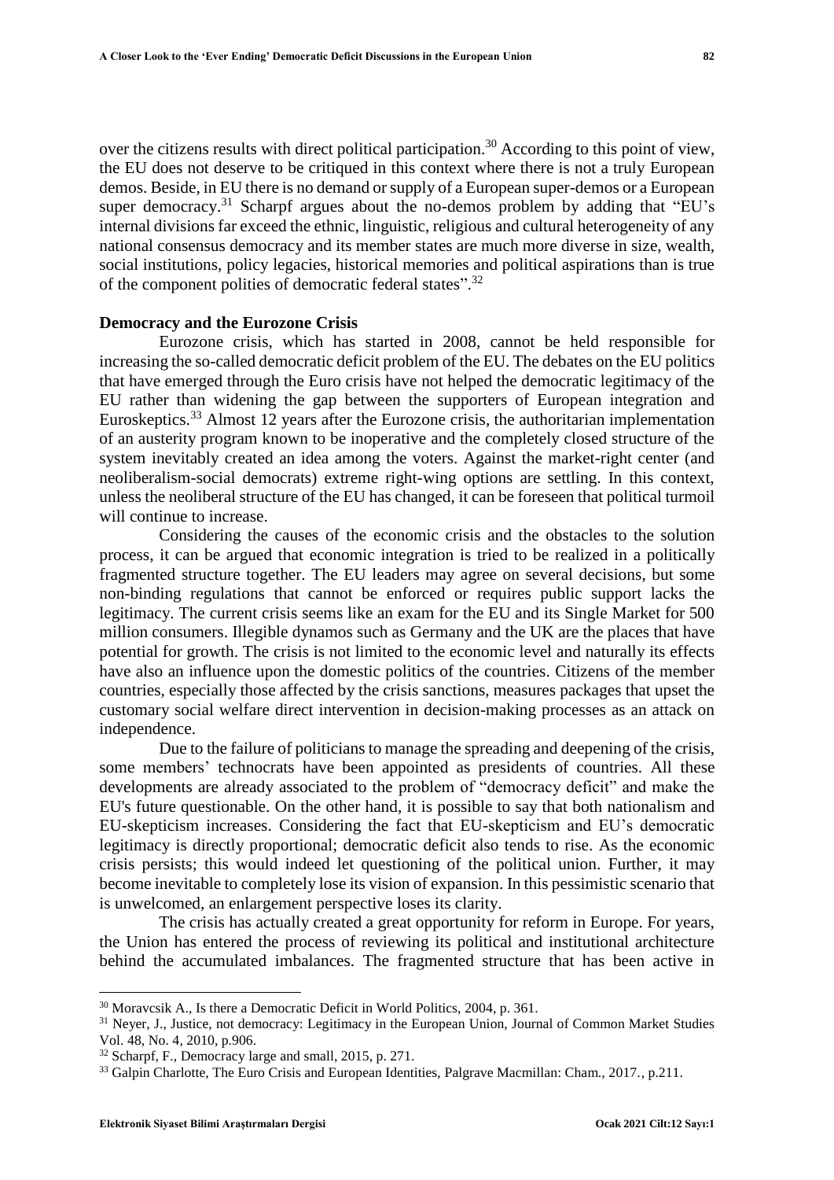over the citizens results with direct political participation.[30] According to this point of view, the EU does not deserve to be critiqued in this context where there is not a truly European demos. Beside, in EU there is no demand or supply of a European super-demos or a European super democracy.[31] Scharpf argues about the no-demos problem by adding that "EU's internal divisions far exceed the ethnic, linguistic, religious and cultural heterogeneity of any national consensus democracy and its member states are much more diverse in size, wealth, social institutions, policy legacies, historical memories and political aspirations than is true of the component polities of democratic federal states".[32]

**Democracy and the Eurozone Crisis**

Eurozone crisis, which has started in 2008, cannot be held responsible for increasing the so-called democratic deficit problem of the EU. The debates on the EU politics that have emerged through the Euro crisis have not helped the democratic legitimacy of the EU rather than widening the gap between the supporters of European integration and Euroskeptics.[33] Almost 12 years after the Eurozone crisis, the authoritarian implementation of an austerity program known to be inoperative and the completely closed structure of the system inevitably created an idea among the voters. Against the market-right center (and neoliberalism-social democrats) extreme right-wing options are settling. In this context, unless the neoliberal structure of the EU has changed, it can be foreseen that political turmoil will continue to increase.

Considering the causes of the economic crisis and the obstacles to the solution process, it can be argued that economic integration is tried to be realized in a politically fragmented structure together. The EU leaders may agree on several decisions, but some non-binding regulations that cannot be enforced or requires public support lacks the legitimacy. The current crisis seems like an exam for the EU and its Single Market for 500 million consumers. Illegible dynamos such as Germany and the UK are the places that have potential for growth. The crisis is not limited to the economic level and naturally its effects have also an influence upon the domestic politics of the countries. Citizens of the member countries, especially those affected by the crisis sanctions, measures packages that upset the customary social welfare direct intervention in decision-making processes as an attack on independence.

Due to the failure of politicians to manage the spreading and deepening of the crisis, some members' technocrats have been appointed as presidents of countries. All these developments are already associated to the problem of "democracy deficit" and make the EU's future questionable. On the other hand, it is possible to say that both nationalism and EU-skepticism increases. Considering the fact that EU-skepticism and EU's democratic legitimacy is directly proportional; democratic deficit also tends to rise. As the economic crisis persists; this would indeed let questioning of the political union. Further, it may become inevitable to completely lose its vision of expansion. In this pessimistic scenario that is unwelcomed, an enlargement perspective loses its clarity.

The crisis has actually created a great opportunity for reform in Europe. For years, the Union has entered the process of reviewing its political and institutional architecture behind the accumulated imbalances. The fragmented structure that has been active in

---

[30] Moravcsik A., Is there a Democratic Deficit in World Politics, 2004, p. 361.

[31] Neyer, J., Justice, not democracy: Legitimacy in the European Union, Journal of Common Market Studies Vol. 48, No. 4, 2010, p.906.

[32] Scharpf, F., Democracy large and small, 2015, p. 271.

[33] Galpin Charlotte, The Euro Crisis and European Identities, Palgrave Macmillan: Cham., 2017., p.211.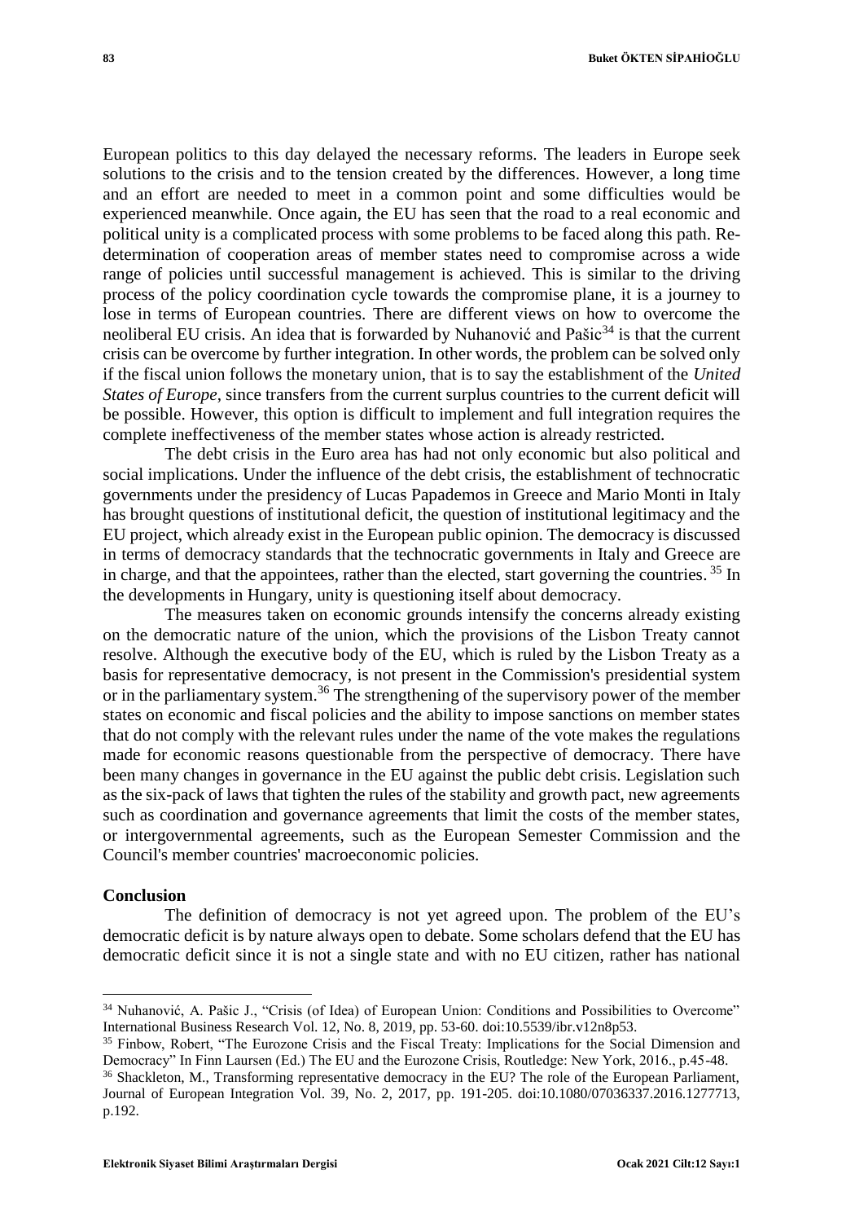European politics to this day delayed the necessary reforms. The leaders in Europe seek solutions to the crisis and to the tension created by the differences. However, a long time and an effort are needed to meet in a common point and some difficulties would be experienced meanwhile. Once again, the EU has seen that the road to a real economic and political unity is a complicated process with some problems to be faced along this path. Re-determination of cooperation areas of member states need to compromise across a wide range of policies until successful management is achieved. This is similar to the driving process of the policy coordination cycle towards the compromise plane, it is a journey to lose in terms of European countries. There are different views on how to overcome the neoliberal EU crisis. An idea that is forwarded by Nuhanović and Pašic[34] is that the current crisis can be overcome by further integration. In other words, the problem can be solved only if the fiscal union follows the monetary union, that is to say the establishment of the *United States of Europe*, since transfers from the current surplus countries to the current deficit will be possible. However, this option is difficult to implement and full integration requires the complete ineffectiveness of the member states whose action is already restricted.

The debt crisis in the Euro area has had not only economic but also political and social implications. Under the influence of the debt crisis, the establishment of technocratic governments under the presidency of Lucas Papademos in Greece and Mario Monti in Italy has brought questions of institutional deficit, the question of institutional legitimacy and the EU project, which already exist in the European public opinion. The democracy is discussed in terms of democracy standards that the technocratic governments in Italy and Greece are in charge, and that the appointees, rather than the elected, start governing the countries.[35] In the developments in Hungary, unity is questioning itself about democracy.

The measures taken on economic grounds intensify the concerns already existing on the democratic nature of the union, which the provisions of the Lisbon Treaty cannot resolve. Although the executive body of the EU, which is ruled by the Lisbon Treaty as a basis for representative democracy, is not present in the Commission's presidential system or in the parliamentary system.[36] The strengthening of the supervisory power of the member states on economic and fiscal policies and the ability to impose sanctions on member states that do not comply with the relevant rules under the name of the vote makes the regulations made for economic reasons questionable from the perspective of democracy. There have been many changes in governance in the EU against the public debt crisis. Legislation such as the six-pack of laws that tighten the rules of the stability and growth pact, new agreements such as coordination and governance agreements that limit the costs of the member states, or intergovernmental agreements, such as the European Semester Commission and the Council's member countries' macroeconomic policies.

## Conclusion

The definition of democracy is not yet agreed upon. The problem of the EU's democratic deficit is by nature always open to debate. Some scholars defend that the EU has democratic deficit since it is not a single state and with no EU citizen, rather has national

---

[34] Nuhanović, A. Pašic J., "Crisis (of Idea) of European Union: Conditions and Possibilities to Overcome" International Business Research Vol. 12, No. 8, 2019, pp. 53-60. doi:10.5539/ibr.v12n8p53.

[35] Finbow, Robert, "The Eurozone Crisis and the Fiscal Treaty: Implications for the Social Dimension and Democracy" In Finn Laursen (Ed.) The EU and the Eurozone Crisis, Routledge: New York, 2016., p.45-48.

[36] Shackleton, M., Transforming representative democracy in the EU? The role of the European Parliament, Journal of European Integration Vol. 39, No. 2, 2017, pp. 191-205. doi:10.1080/07036337.2016.1277713, p.192.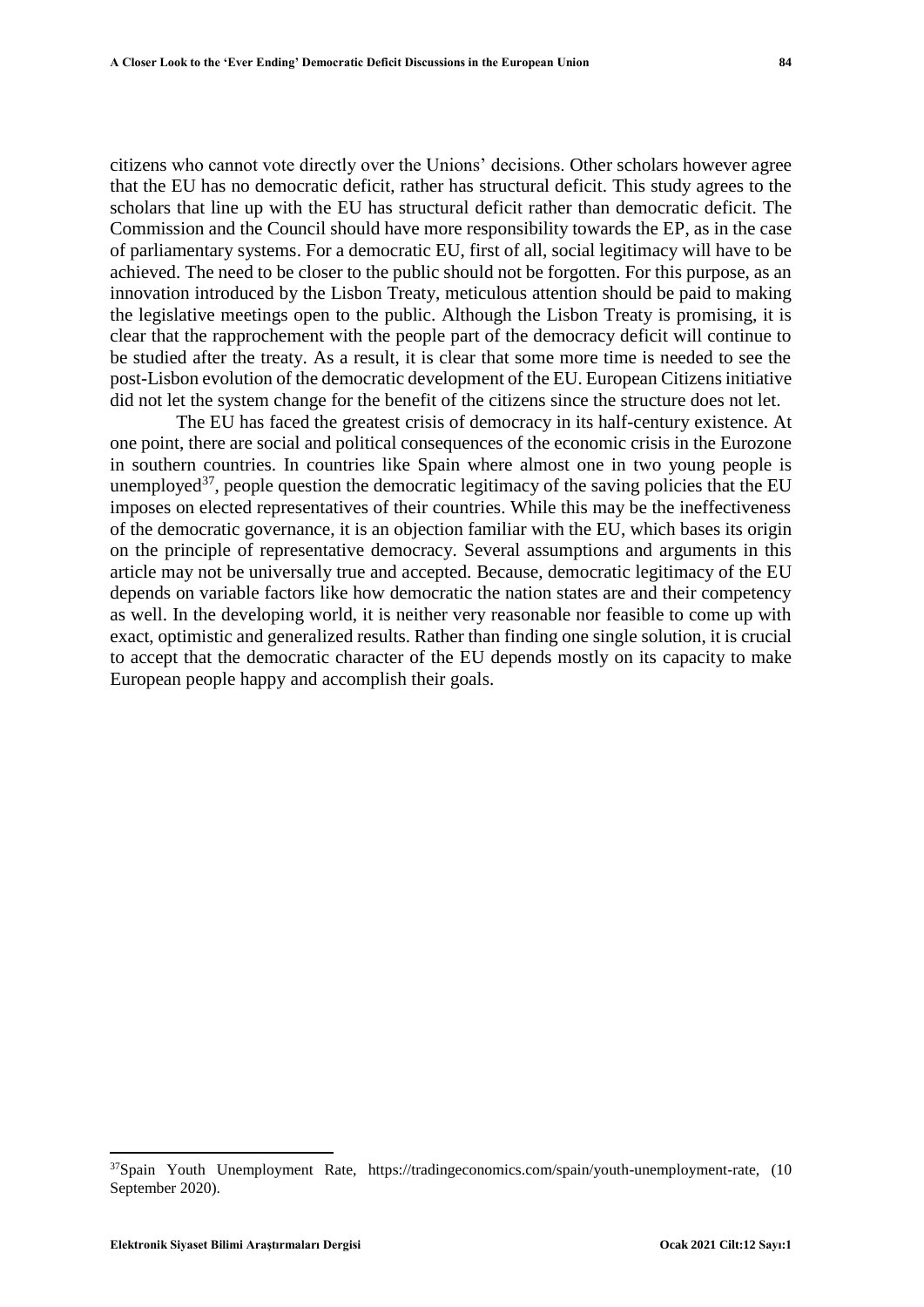citizens who cannot vote directly over the Unions' decisions. Other scholars however agree that the EU has no democratic deficit, rather has structural deficit. This study agrees to the scholars that line up with the EU has structural deficit rather than democratic deficit. The Commission and the Council should have more responsibility towards the EP, as in the case of parliamentary systems. For a democratic EU, first of all, social legitimacy will have to be achieved. The need to be closer to the public should not be forgotten. For this purpose, as an innovation introduced by the Lisbon Treaty, meticulous attention should be paid to making the legislative meetings open to the public. Although the Lisbon Treaty is promising, it is clear that the rapprochement with the people part of the democracy deficit will continue to be studied after the treaty. As a result, it is clear that some more time is needed to see the post-Lisbon evolution of the democratic development of the EU. European Citizens initiative did not let the system change for the benefit of the citizens since the structure does not let.

The EU has faced the greatest crisis of democracy in its half-century existence. At one point, there are social and political consequences of the economic crisis in the Eurozone in southern countries. In countries like Spain where almost one in two young people is unemployed[37], people question the democratic legitimacy of the saving policies that the EU imposes on elected representatives of their countries. While this may be the ineffectiveness of the democratic governance, it is an objection familiar with the EU, which bases its origin on the principle of representative democracy. Several assumptions and arguments in this article may not be universally true and accepted. Because, democratic legitimacy of the EU depends on variable factors like how democratic the nation states are and their competency as well. In the developing world, it is neither very reasonable nor feasible to come up with exact, optimistic and generalized results. Rather than finding one single solution, it is crucial to accept that the democratic character of the EU depends mostly on its capacity to make European people happy and accomplish their goals.

---

[37] Spain Youth Unemployment Rate, https://tradingeconomics.com/spain/youth-unemployment-rate, (10 September 2020).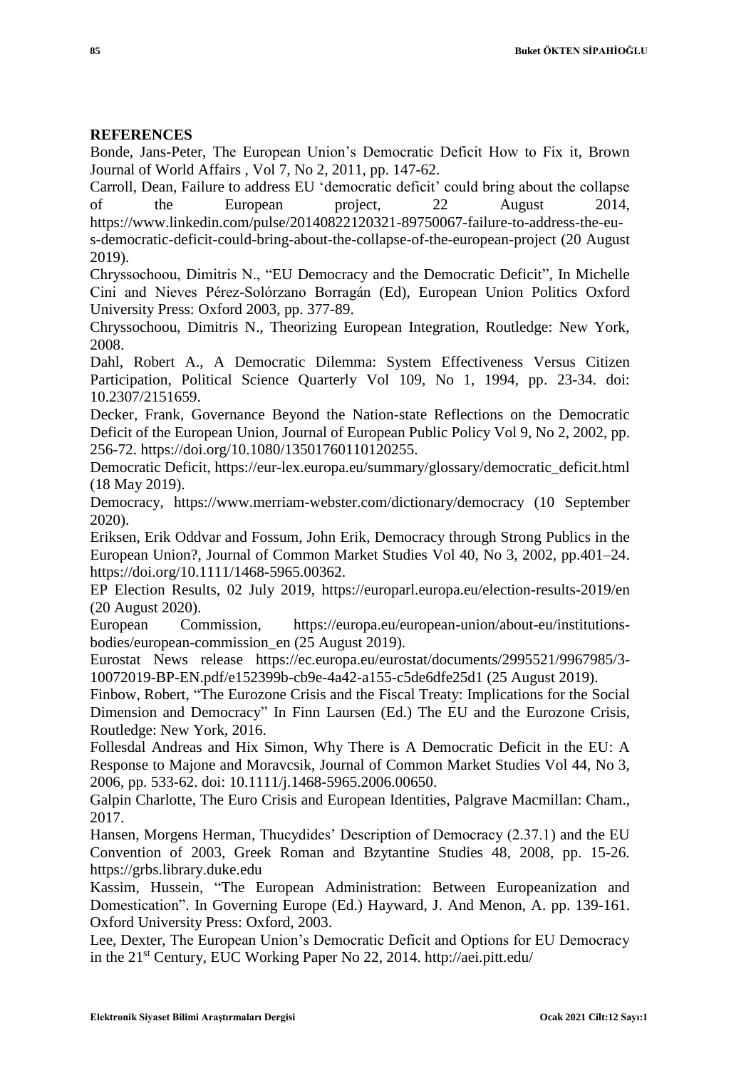## REFERENCES

Bonde, Jans-Peter, The European Union's Democratic Deficit How to Fix it, Brown Journal of World Affairs , Vol 7, No 2, 2011, pp. 147-62.

Carroll, Dean, Failure to address EU 'democratic deficit' could bring about the collapse of the European project, 22 August 2014, https://www.linkedin.com/pulse/20140822120321-89750067-failure-to-address-the-eu-s-democratic-deficit-could-bring-about-the-collapse-of-the-european-project (20 August 2019).

Chryssochoou, Dimitris N., "EU Democracy and the Democratic Deficit", In Michelle Cini and Nieves Pérez-Solórzano Borragán (Ed), European Union Politics Oxford University Press: Oxford 2003, pp. 377-89.

Chryssochoou, Dimitris N., Theorizing European Integration, Routledge: New York, 2008.

Dahl, Robert A., A Democratic Dilemma: System Effectiveness Versus Citizen Participation, Political Science Quarterly Vol 109, No 1, 1994, pp. 23-34. doi: 10.2307/2151659.

Decker, Frank, Governance Beyond the Nation-state Reflections on the Democratic Deficit of the European Union, Journal of European Public Policy Vol 9, No 2, 2002, pp. 256-72. https://doi.org/10.1080/13501760110120255.

Democratic Deficit, https://eur-lex.europa.eu/summary/glossary/democratic_deficit.html (18 May 2019).

Democracy, https://www.merriam-webster.com/dictionary/democracy (10 September 2020).

Eriksen, Erik Oddvar and Fossum, John Erik, Democracy through Strong Publics in the European Union?, Journal of Common Market Studies Vol 40, No 3, 2002, pp.401–24. https://doi.org/10.1111/1468-5965.00362.

EP Election Results, 02 July 2019, https://europarl.europa.eu/election-results-2019/en (20 August 2020).

European Commission, https://europa.eu/european-union/about-eu/institutions-bodies/european-commission_en (25 August 2019).

Eurostat News release https://ec.europa.eu/eurostat/documents/2995521/9967985/3-10072019-BP-EN.pdf/e152399b-cb9e-4a42-a155-c5de6dfe25d1 (25 August 2019).

Finbow, Robert, "The Eurozone Crisis and the Fiscal Treaty: Implications for the Social Dimension and Democracy" In Finn Laursen (Ed.) The EU and the Eurozone Crisis, Routledge: New York, 2016.

Follesdal Andreas and Hix Simon, Why There is A Democratic Deficit in the EU: A Response to Majone and Moravcsik, Journal of Common Market Studies Vol 44, No 3, 2006, pp. 533-62. doi: 10.1111/j.1468-5965.2006.00650.

Galpin Charlotte, The Euro Crisis and European Identities, Palgrave Macmillan: Cham., 2017.

Hansen, Morgens Herman, Thucydides' Description of Democracy (2.37.1) and the EU Convention of 2003, Greek Roman and Bzytantine Studies 48, 2008, pp. 15-26. https://grbs.library.duke.edu

Kassim, Hussein, "The European Administration: Between Europeanization and Domestication". In Governing Europe (Ed.) Hayward, J. And Menon, A. pp. 139-161. Oxford University Press: Oxford, 2003.

Lee, Dexter, The European Union's Democratic Deficit and Options for EU Democracy in the 21st Century, EUC Working Paper No 22, 2014. http://aei.pitt.edu/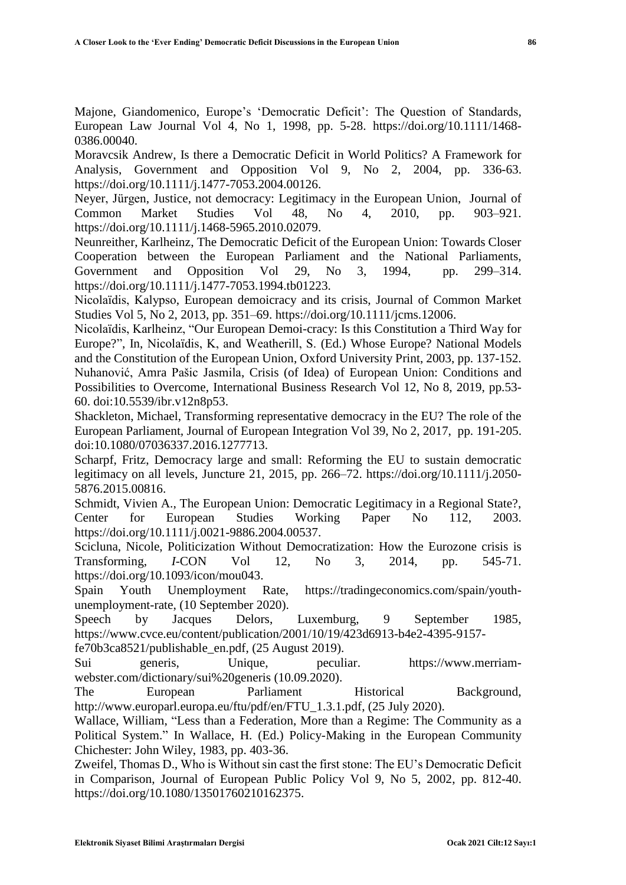Majone, Giandomenico, Europe's 'Democratic Deficit': The Question of Standards, European Law Journal Vol 4, No 1, 1998, pp. 5-28. https://doi.org/10.1111/1468-0386.00040.

Moravcsik Andrew, Is there a Democratic Deficit in World Politics? A Framework for Analysis, Government and Opposition Vol 9, No 2, 2004, pp. 336-63. https://doi.org/10.1111/j.1477-7053.2004.00126.

Neyer, Jürgen, Justice, not democracy: Legitimacy in the European Union, Journal of Common Market Studies Vol 48, No 4, 2010, pp. 903–921. https://doi.org/10.1111/j.1468-5965.2010.02079.

Neunreither, Karlheinz, The Democratic Deficit of the European Union: Towards Closer Cooperation between the European Parliament and the National Parliaments, Government and Opposition Vol 29, No 3, 1994, pp. 299–314. https://doi.org/10.1111/j.1477-7053.1994.tb01223.

Nicolaïdis, Kalypso, European demoicracy and its crisis, Journal of Common Market Studies Vol 5, No 2, 2013, pp. 351–69. https://doi.org/10.1111/jcms.12006.

Nicolaïdis, Karlheinz, "Our European Demoi-cracy: Is this Constitution a Third Way for Europe?", In, Nicolaïdis, K, and Weatherill, S. (Ed.) Whose Europe? National Models and the Constitution of the European Union, Oxford University Print, 2003, pp. 137-152.

Nuhanović, Amra Pašic Jasmila, Crisis (of Idea) of European Union: Conditions and Possibilities to Overcome, International Business Research Vol 12, No 8, 2019, pp.53-60. doi:10.5539/ibr.v12n8p53.

Shackleton, Michael, Transforming representative democracy in the EU? The role of the European Parliament, Journal of European Integration Vol 39, No 2, 2017, pp. 191-205. doi:10.1080/07036337.2016.1277713.

Scharpf, Fritz, Democracy large and small: Reforming the EU to sustain democratic legitimacy on all levels, Juncture 21, 2015, pp. 266–72. https://doi.org/10.1111/j.2050-5876.2015.00816.

Schmidt, Vivien A., The European Union: Democratic Legitimacy in a Regional State?, Center for European Studies Working Paper No 112, 2003. https://doi.org/10.1111/j.0021-9886.2004.00537.

Scicluna, Nicole, Politicization Without Democratization: How the Eurozone crisis is Transforming, *I*-CON Vol 12, No 3, 2014, pp. 545-71. https://doi.org/10.1093/icon/mou043.

Spain Youth Unemployment Rate, https://tradingeconomics.com/spain/youth-unemployment-rate, (10 September 2020).

Speech by Jacques Delors, Luxemburg, 9 September 1985, https://www.cvce.eu/content/publication/2001/10/19/423d6913-b4e2-4395-9157-fe70b3ca8521/publishable_en.pdf, (25 August 2019).

Sui generis, Unique, peculiar. https://www.merriam-webster.com/dictionary/sui%20generis (10.09.2020).

The European Parliament Historical Background, http://www.europarl.europa.eu/ftu/pdf/en/FTU_1.3.1.pdf, (25 July 2020).

Wallace, William, "Less than a Federation, More than a Regime: The Community as a Political System." In Wallace, H. (Ed.) Policy-Making in the European Community Chichester: John Wiley, 1983, pp. 403-36.

Zweifel, Thomas D., Who is Without sin cast the first stone: The EU's Democratic Deficit in Comparison, Journal of European Public Policy Vol 9, No 5, 2002, pp. 812-40. https://doi.org/10.1080/13501760210162375.